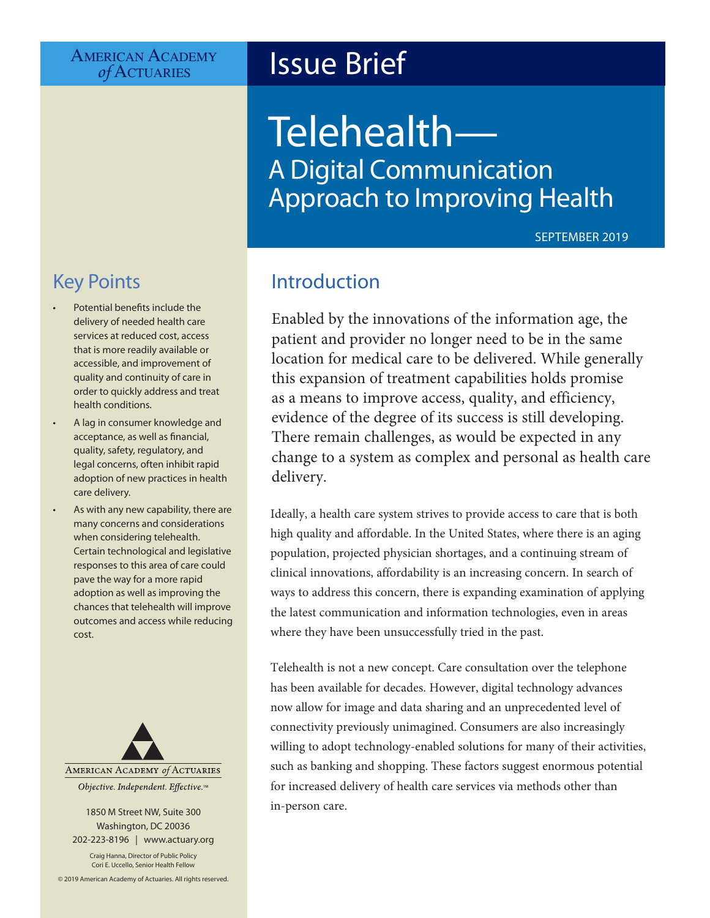American Academy *of* Actuaries

# Issue Brief

# Telehealth—A Digital Communication Approach to Improving Health

SEPTEMBER 2019

## Introduction

Enabled by the innovations of the information age, the patient and provider no longer need to be in the same location for medical care to be delivered. While generally this expansion of treatment capabilities holds promise as a means to improve access, quality, and efficiency, evidence of the degree of its success is still developing. There remain challenges, as would be expected in any change to a system as complex and personal as health care delivery.

Ideally, a health care system strives to provide access to care that is both high quality and affordable. In the United States, where there is an aging population, projected physician shortages, and a continuing stream of clinical innovations, affordability is an increasing concern. In search of ways to address this concern, there is expanding examination of applying the latest communication and information technologies, even in areas where they have been unsuccessfully tried in the past.

Telehealth is not a new concept. Care consultation over the telephone has been available for decades. However, digital technology advances now allow for image and data sharing and an unprecedented level of connectivity previously unimagined. Consumers are also increasingly willing to adopt technology-enabled solutions for many of their activities, such as banking and shopping. These factors suggest enormous potential for increased delivery of health care services via methods other than in-person care.

## Key Points

- Potential benefits include the delivery of needed health care services at reduced cost, access that is more readily available or accessible, and improvement of quality and continuity of care in order to quickly address and treat health conditions.
- A lag in consumer knowledge and acceptance, as well as financial, quality, safety, regulatory, and legal concerns, often inhibit rapid adoption of new practices in health care delivery.
- As with any new capability, there are many concerns and considerations when considering telehealth. Certain technological and legislative responses to this area of care could pave the way for a more rapid adoption as well as improving the chances that telehealth will improve outcomes and access while reducing cost.

American Academy *of* Actuaries

*Objective. Independent. Effective.*™

1850 M Street NW, Suite 300
Washington, DC 20036
202-223-8196 | www.actuary.org

Craig Hanna, Director of Public Policy
Cori E. Uccello, Senior Health Fellow

© 2019 American Academy of Actuaries. All rights reserved.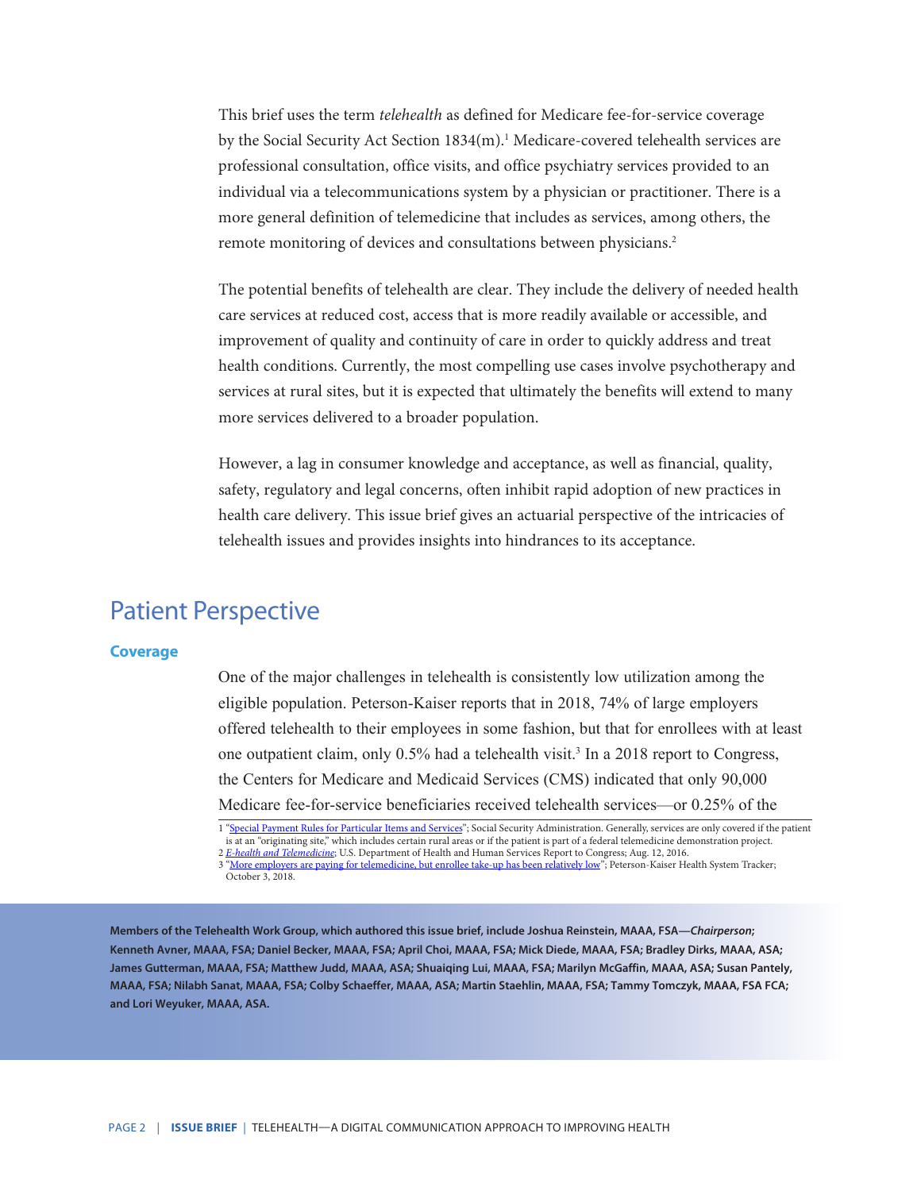This brief uses the term *telehealth* as defined for Medicare fee-for-service coverage by the Social Security Act Section 1834(m).[1] Medicare-covered telehealth services are professional consultation, office visits, and office psychiatry services provided to an individual via a telecommunications system by a physician or practitioner. There is a more general definition of telemedicine that includes as services, among others, the remote monitoring of devices and consultations between physicians.[2]

The potential benefits of telehealth are clear. They include the delivery of needed health care services at reduced cost, access that is more readily available or accessible, and improvement of quality and continuity of care in order to quickly address and treat health conditions. Currently, the most compelling use cases involve psychotherapy and services at rural sites, but it is expected that ultimately the benefits will extend to many more services delivered to a broader population.

However, a lag in consumer knowledge and acceptance, as well as financial, quality, safety, regulatory and legal concerns, often inhibit rapid adoption of new practices in health care delivery. This issue brief gives an actuarial perspective of the intricacies of telehealth issues and provides insights into hindrances to its acceptance.

## Patient Perspective

### Coverage

One of the major challenges in telehealth is consistently low utilization among the eligible population. Peterson-Kaiser reports that in 2018, 74% of large employers offered telehealth to their employees in some fashion, but that for enrollees with at least one outpatient claim, only 0.5% had a telehealth visit.[3] In a 2018 report to Congress, the Centers for Medicare and Medicaid Services (CMS) indicated that only 90,000 Medicare fee-for-service beneficiaries received telehealth services—or 0.25% of the

1 "Special Payment Rules for Particular Items and Services"; Social Security Administration. Generally, services are only covered if the patient is at an "originating site," which includes certain rural areas or if the patient is part of a federal telemedicine demonstration project.
2 *E-health and Telemedicine*; U.S. Department of Health and Human Services Report to Congress; Aug. 12, 2016.
3 "More employers are paying for telemedicine, but enrollee take-up has been relatively low"; Peterson-Kaiser Health System Tracker; October 3, 2018.

**Members of the Telehealth Work Group, which authored this issue brief, include Joshua Reinstein, MAAA, FSA—*Chairperson*; Kenneth Avner, MAAA, FSA; Daniel Becker, MAAA, FSA; April Choi, MAAA, FSA; Mick Diede, MAAA, FSA; Bradley Dirks, MAAA, ASA; James Gutterman, MAAA, FSA; Matthew Judd, MAAA, ASA; Shuaiqing Lui, MAAA, FSA; Marilyn McGaffin, MAAA, ASA; Susan Pantely, MAAA, FSA; Nilabh Sanat, MAAA, FSA; Colby Schaeffer, MAAA, ASA; Martin Staehlin, MAAA, FSA; Tammy Tomczyk, MAAA, FSA FCA; and Lori Weyuker, MAAA, ASA.**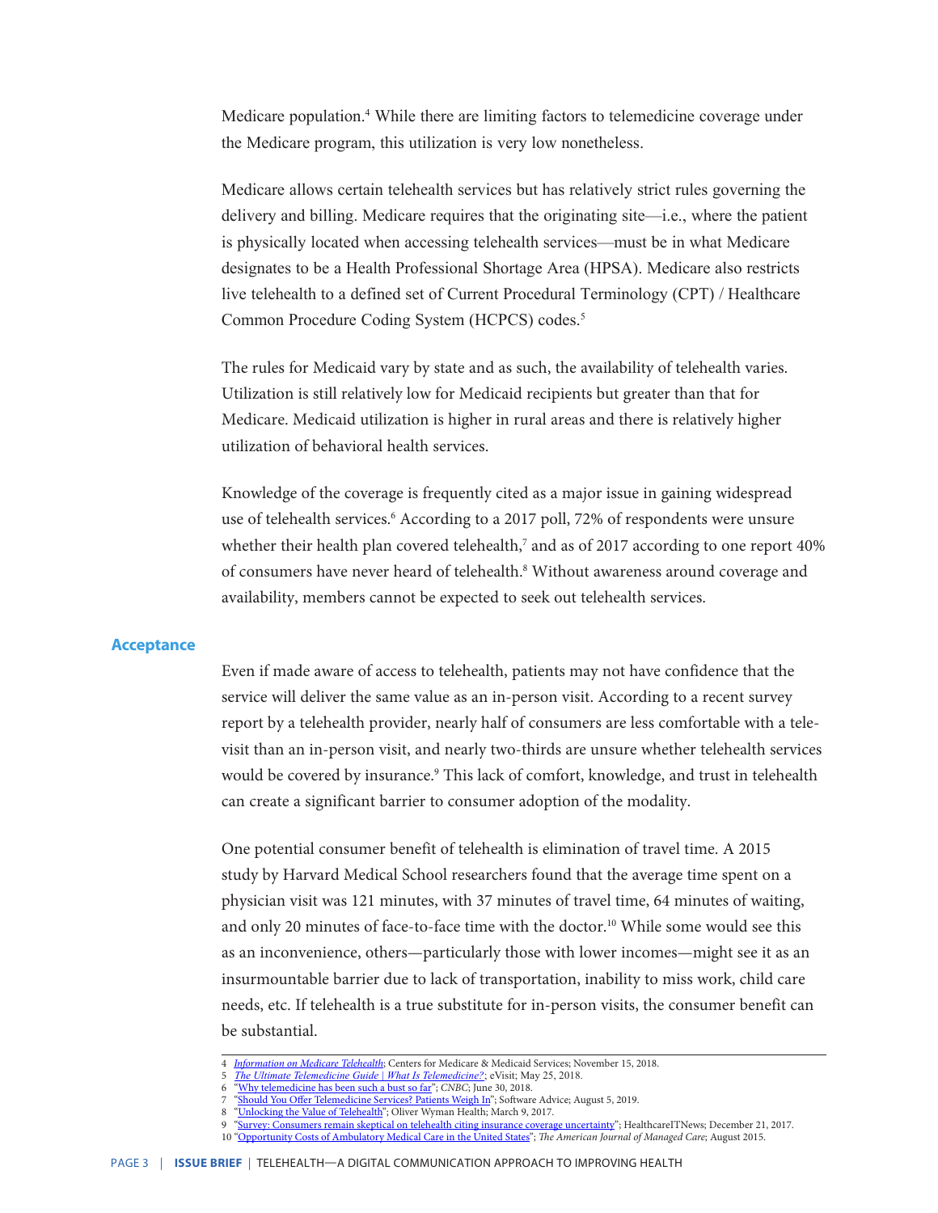Medicare population.[4] While there are limiting factors to telemedicine coverage under the Medicare program, this utilization is very low nonetheless.

Medicare allows certain telehealth services but has relatively strict rules governing the delivery and billing. Medicare requires that the originating site—i.e., where the patient is physically located when accessing telehealth services—must be in what Medicare designates to be a Health Professional Shortage Area (HPSA). Medicare also restricts live telehealth to a defined set of Current Procedural Terminology (CPT) / Healthcare Common Procedure Coding System (HCPCS) codes.[5]

The rules for Medicaid vary by state and as such, the availability of telehealth varies. Utilization is still relatively low for Medicaid recipients but greater than that for Medicare. Medicaid utilization is higher in rural areas and there is relatively higher utilization of behavioral health services.

Knowledge of the coverage is frequently cited as a major issue in gaining widespread use of telehealth services.[6] According to a 2017 poll, 72% of respondents were unsure whether their health plan covered telehealth,[7] and as of 2017 according to one report 40% of consumers have never heard of telehealth.[8] Without awareness around coverage and availability, members cannot be expected to seek out telehealth services.

## Acceptance

Even if made aware of access to telehealth, patients may not have confidence that the service will deliver the same value as an in-person visit. According to a recent survey report by a telehealth provider, nearly half of consumers are less comfortable with a tele-visit than an in-person visit, and nearly two-thirds are unsure whether telehealth services would be covered by insurance.[9] This lack of comfort, knowledge, and trust in telehealth can create a significant barrier to consumer adoption of the modality.

One potential consumer benefit of telehealth is elimination of travel time. A 2015 study by Harvard Medical School researchers found that the average time spent on a physician visit was 121 minutes, with 37 minutes of travel time, 64 minutes of waiting, and only 20 minutes of face-to-face time with the doctor.[10] While some would see this as an inconvenience, others—particularly those with lower incomes—might see it as an insurmountable barrier due to lack of transportation, inability to miss work, child care needs, etc. If telehealth is a true substitute for in-person visits, the consumer benefit can be substantial.

---

4 *Information on Medicare Telehealth*; Centers for Medicare & Medicaid Services; November 15, 2018.
5 *The Ultimate Telemedicine Guide | What Is Telemedicine?*; eVisit; May 25, 2018.
6 "Why telemedicine has been such a bust so far"; *CNBC*; June 30, 2018.
7 "Should You Offer Telemedicine Services? Patients Weigh In"; Software Advice; August 5, 2019.
8 "Unlocking the Value of Telehealth"; Oliver Wyman Health; March 9, 2017.
9 "Survey: Consumers remain skeptical on telehealth citing insurance coverage uncertainty"; HealthcareITNews; December 21, 2017.
10 "Opportunity Costs of Ambulatory Medical Care in the United States"; *The American Journal of Managed Care*; August 2015.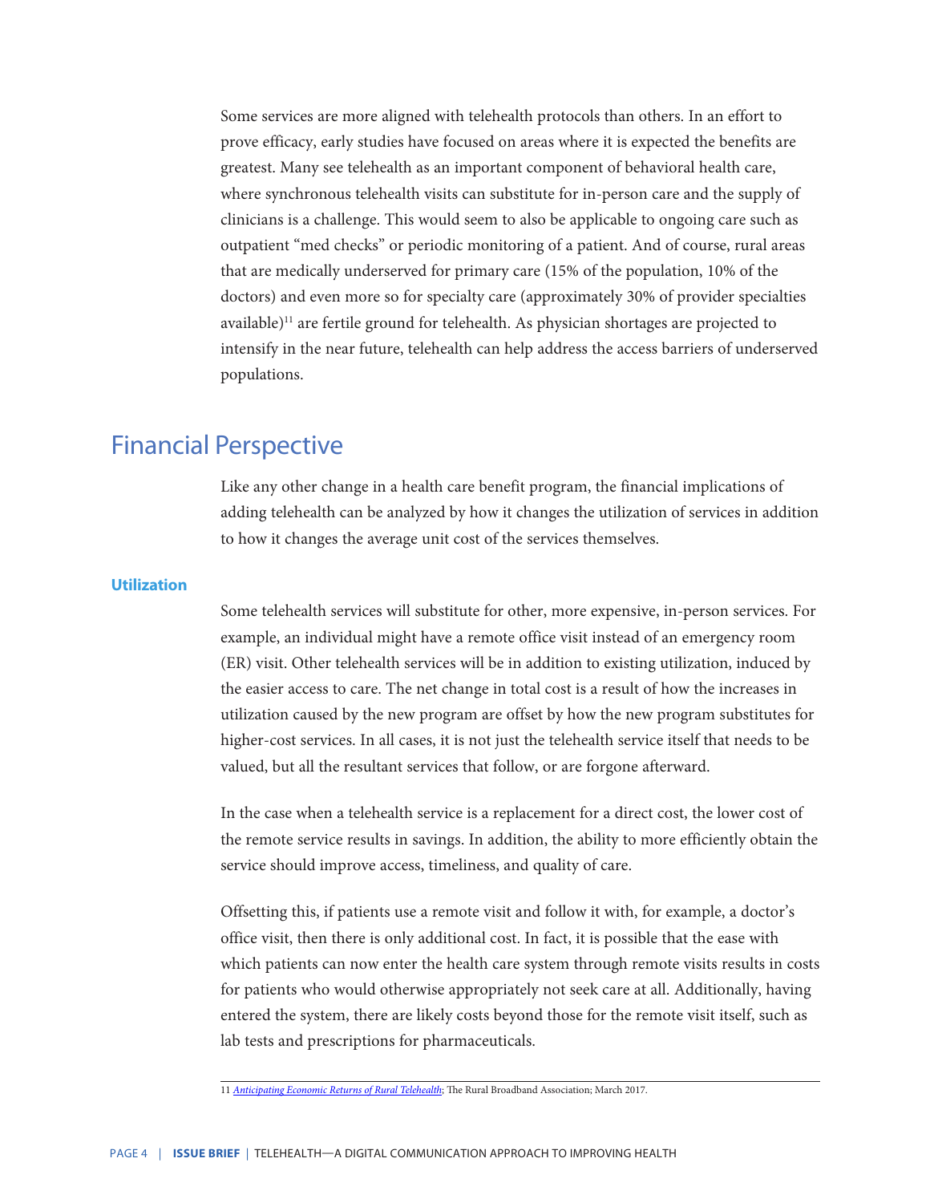Some services are more aligned with telehealth protocols than others. In an effort to prove efficacy, early studies have focused on areas where it is expected the benefits are greatest. Many see telehealth as an important component of behavioral health care, where synchronous telehealth visits can substitute for in-person care and the supply of clinicians is a challenge. This would seem to also be applicable to ongoing care such as outpatient "med checks" or periodic monitoring of a patient. And of course, rural areas that are medically underserved for primary care (15% of the population, 10% of the doctors) and even more so for specialty care (approximately 30% of provider specialties available)[11] are fertile ground for telehealth. As physician shortages are projected to intensify in the near future, telehealth can help address the access barriers of underserved populations.

## Financial Perspective

Like any other change in a health care benefit program, the financial implications of adding telehealth can be analyzed by how it changes the utilization of services in addition to how it changes the average unit cost of the services themselves.

### Utilization

Some telehealth services will substitute for other, more expensive, in-person services. For example, an individual might have a remote office visit instead of an emergency room (ER) visit. Other telehealth services will be in addition to existing utilization, induced by the easier access to care. The net change in total cost is a result of how the increases in utilization caused by the new program are offset by how the new program substitutes for higher-cost services. In all cases, it is not just the telehealth service itself that needs to be valued, but all the resultant services that follow, or are forgone afterward.

In the case when a telehealth service is a replacement for a direct cost, the lower cost of the remote service results in savings. In addition, the ability to more efficiently obtain the service should improve access, timeliness, and quality of care.

Offsetting this, if patients use a remote visit and follow it with, for example, a doctor's office visit, then there is only additional cost. In fact, it is possible that the ease with which patients can now enter the health care system through remote visits results in costs for patients who would otherwise appropriately not seek care at all. Additionally, having entered the system, there are likely costs beyond those for the remote visit itself, such as lab tests and prescriptions for pharmaceuticals.

---

11 *Anticipating Economic Returns of Rural Telehealth*; The Rural Broadband Association; March 2017.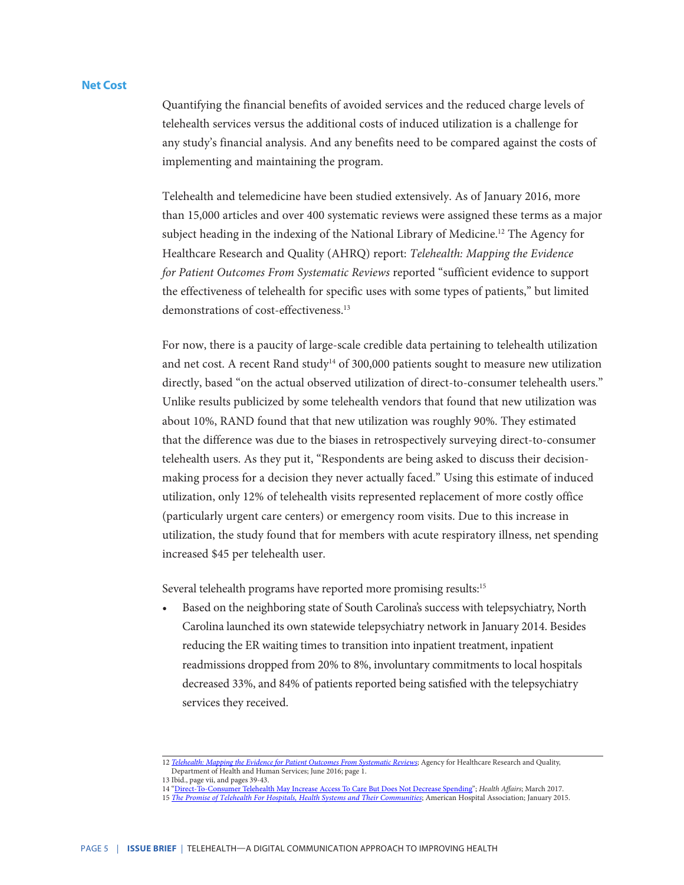## Net Cost

Quantifying the financial benefits of avoided services and the reduced charge levels of telehealth services versus the additional costs of induced utilization is a challenge for any study's financial analysis. And any benefits need to be compared against the costs of implementing and maintaining the program.

Telehealth and telemedicine have been studied extensively. As of January 2016, more than 15,000 articles and over 400 systematic reviews were assigned these terms as a major subject heading in the indexing of the National Library of Medicine.[12] The Agency for Healthcare Research and Quality (AHRQ) report: *Telehealth: Mapping the Evidence for Patient Outcomes From Systematic Reviews* reported "sufficient evidence to support the effectiveness of telehealth for specific uses with some types of patients," but limited demonstrations of cost-effectiveness.[13]

For now, there is a paucity of large-scale credible data pertaining to telehealth utilization and net cost. A recent Rand study[14] of 300,000 patients sought to measure new utilization directly, based "on the actual observed utilization of direct-to-consumer telehealth users." Unlike results publicized by some telehealth vendors that found that new utilization was about 10%, RAND found that that new utilization was roughly 90%. They estimated that the difference was due to the biases in retrospectively surveying direct-to-consumer telehealth users. As they put it, "Respondents are being asked to discuss their decision-making process for a decision they never actually faced." Using this estimate of induced utilization, only 12% of telehealth visits represented replacement of more costly office (particularly urgent care centers) or emergency room visits. Due to this increase in utilization, the study found that for members with acute respiratory illness, net spending increased $45 per telehealth user.

Several telehealth programs have reported more promising results:[15]

- Based on the neighboring state of South Carolina's success with telepsychiatry, North Carolina launched its own statewide telepsychiatry network in January 2014. Besides reducing the ER waiting times to transition into inpatient treatment, inpatient readmissions dropped from 20% to 8%, involuntary commitments to local hospitals decreased 33%, and 84% of patients reported being satisfied with the telepsychiatry services they received.

---

12 *Telehealth: Mapping the Evidence for Patient Outcomes From Systematic Reviews*; Agency for Healthcare Research and Quality, Department of Health and Human Services; June 2016; page 1.

13 Ibid., page vii, and pages 39-43.

14 "Direct-To-Consumer Telehealth May Increase Access To Care But Does Not Decrease Spending"; *Health Affairs*; March 2017.

15 *The Promise of Telehealth For Hospitals, Health Systems and Their Communities*; American Hospital Association; January 2015.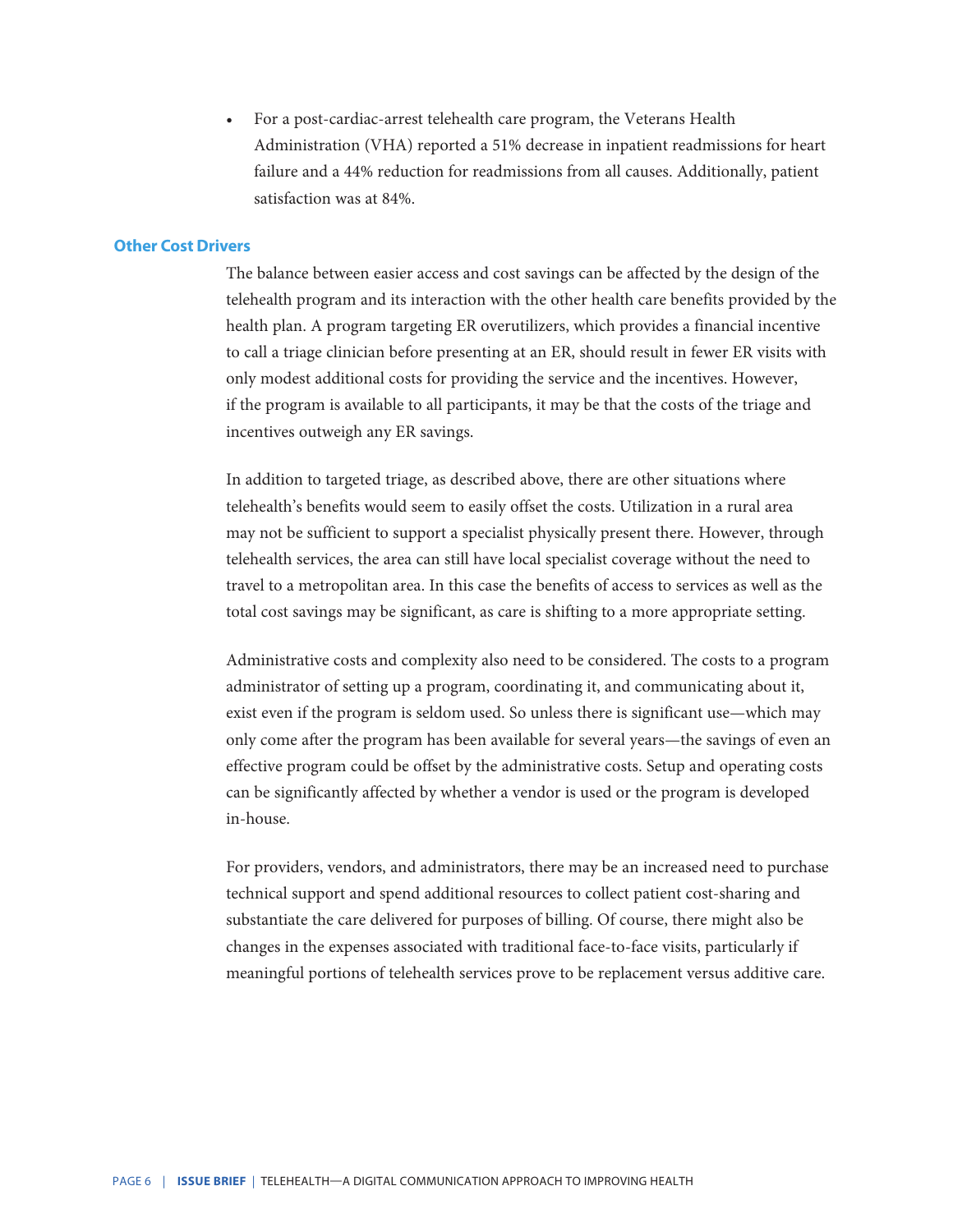- For a post-cardiac-arrest telehealth care program, the Veterans Health Administration (VHA) reported a 51% decrease in inpatient readmissions for heart failure and a 44% reduction for readmissions from all causes. Additionally, patient satisfaction was at 84%.

### Other Cost Drivers

The balance between easier access and cost savings can be affected by the design of the telehealth program and its interaction with the other health care benefits provided by the health plan. A program targeting ER overutilizers, which provides a financial incentive to call a triage clinician before presenting at an ER, should result in fewer ER visits with only modest additional costs for providing the service and the incentives. However, if the program is available to all participants, it may be that the costs of the triage and incentives outweigh any ER savings.

In addition to targeted triage, as described above, there are other situations where telehealth's benefits would seem to easily offset the costs. Utilization in a rural area may not be sufficient to support a specialist physically present there. However, through telehealth services, the area can still have local specialist coverage without the need to travel to a metropolitan area. In this case the benefits of access to services as well as the total cost savings may be significant, as care is shifting to a more appropriate setting.

Administrative costs and complexity also need to be considered. The costs to a program administrator of setting up a program, coordinating it, and communicating about it, exist even if the program is seldom used. So unless there is significant use—which may only come after the program has been available for several years—the savings of even an effective program could be offset by the administrative costs. Setup and operating costs can be significantly affected by whether a vendor is used or the program is developed in-house.

For providers, vendors, and administrators, there may be an increased need to purchase technical support and spend additional resources to collect patient cost-sharing and substantiate the care delivered for purposes of billing. Of course, there might also be changes in the expenses associated with traditional face-to-face visits, particularly if meaningful portions of telehealth services prove to be replacement versus additive care.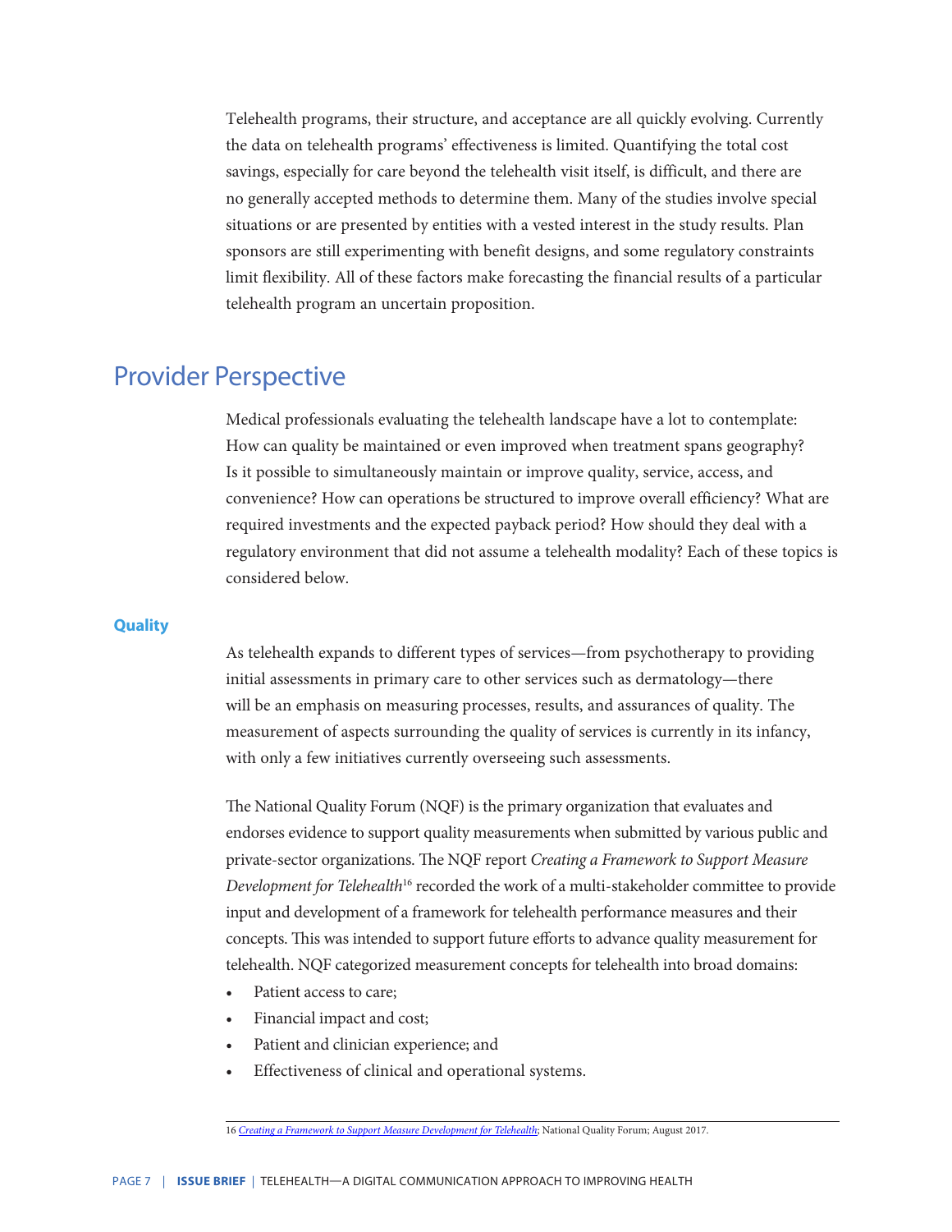Telehealth programs, their structure, and acceptance are all quickly evolving. Currently the data on telehealth programs' effectiveness is limited. Quantifying the total cost savings, especially for care beyond the telehealth visit itself, is difficult, and there are no generally accepted methods to determine them. Many of the studies involve special situations or are presented by entities with a vested interest in the study results. Plan sponsors are still experimenting with benefit designs, and some regulatory constraints limit flexibility. All of these factors make forecasting the financial results of a particular telehealth program an uncertain proposition.

## Provider Perspective

Medical professionals evaluating the telehealth landscape have a lot to contemplate: How can quality be maintained or even improved when treatment spans geography? Is it possible to simultaneously maintain or improve quality, service, access, and convenience? How can operations be structured to improve overall efficiency? What are required investments and the expected payback period? How should they deal with a regulatory environment that did not assume a telehealth modality? Each of these topics is considered below.

### Quality

As telehealth expands to different types of services—from psychotherapy to providing initial assessments in primary care to other services such as dermatology—there will be an emphasis on measuring processes, results, and assurances of quality. The measurement of aspects surrounding the quality of services is currently in its infancy, with only a few initiatives currently overseeing such assessments.

The National Quality Forum (NQF) is the primary organization that evaluates and endorses evidence to support quality measurements when submitted by various public and private-sector organizations. The NQF report *Creating a Framework to Support Measure Development for Telehealth*[16] recorded the work of a multi-stakeholder committee to provide input and development of a framework for telehealth performance measures and their concepts. This was intended to support future efforts to advance quality measurement for telehealth. NQF categorized measurement concepts for telehealth into broad domains:

- Patient access to care;
- Financial impact and cost;
- Patient and clinician experience; and
- Effectiveness of clinical and operational systems.

16 *Creating a Framework to Support Measure Development for Telehealth*; National Quality Forum; August 2017.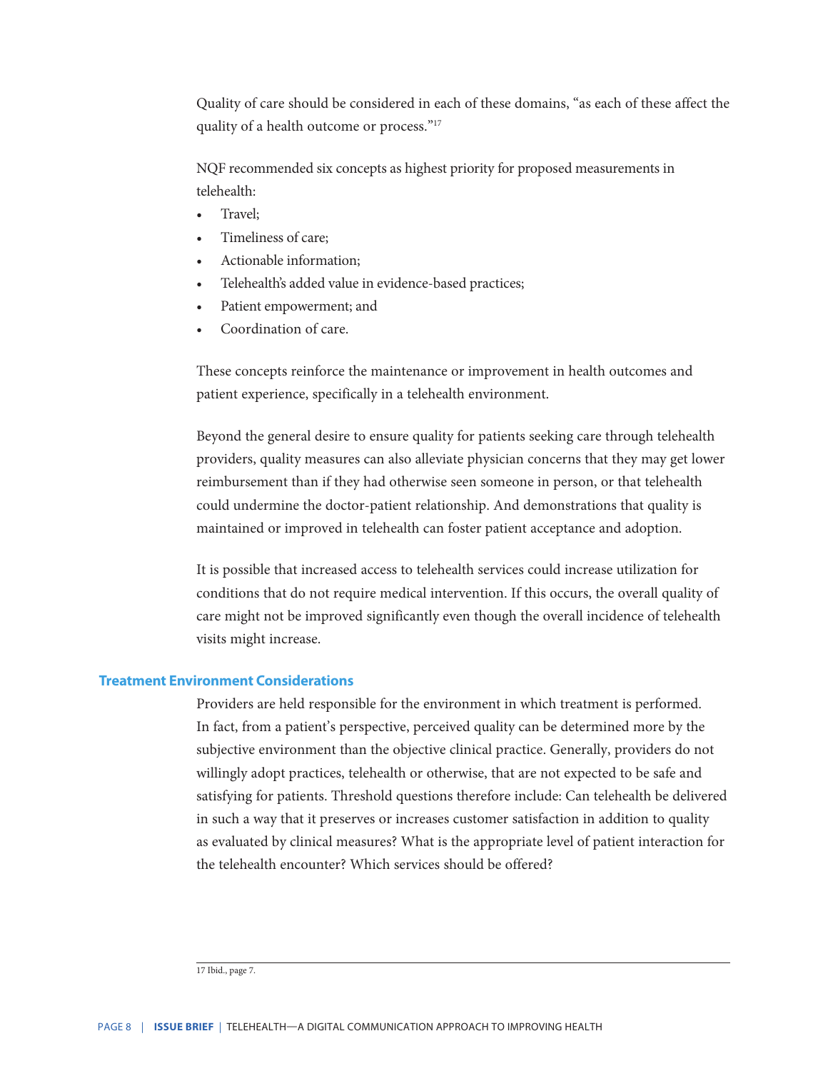Quality of care should be considered in each of these domains, "as each of these affect the quality of a health outcome or process."[17]

NQF recommended six concepts as highest priority for proposed measurements in telehealth:

- Travel;
- Timeliness of care;
- Actionable information;
- Telehealth's added value in evidence-based practices;
- Patient empowerment; and
- Coordination of care.

These concepts reinforce the maintenance or improvement in health outcomes and patient experience, specifically in a telehealth environment.

Beyond the general desire to ensure quality for patients seeking care through telehealth providers, quality measures can also alleviate physician concerns that they may get lower reimbursement than if they had otherwise seen someone in person, or that telehealth could undermine the doctor-patient relationship. And demonstrations that quality is maintained or improved in telehealth can foster patient acceptance and adoption.

It is possible that increased access to telehealth services could increase utilization for conditions that do not require medical intervention. If this occurs, the overall quality of care might not be improved significantly even though the overall incidence of telehealth visits might increase.

## Treatment Environment Considerations

Providers are held responsible for the environment in which treatment is performed. In fact, from a patient's perspective, perceived quality can be determined more by the subjective environment than the objective clinical practice. Generally, providers do not willingly adopt practices, telehealth or otherwise, that are not expected to be safe and satisfying for patients. Threshold questions therefore include: Can telehealth be delivered in such a way that it preserves or increases customer satisfaction in addition to quality as evaluated by clinical measures? What is the appropriate level of patient interaction for the telehealth encounter? Which services should be offered?

---

17 Ibid., page 7.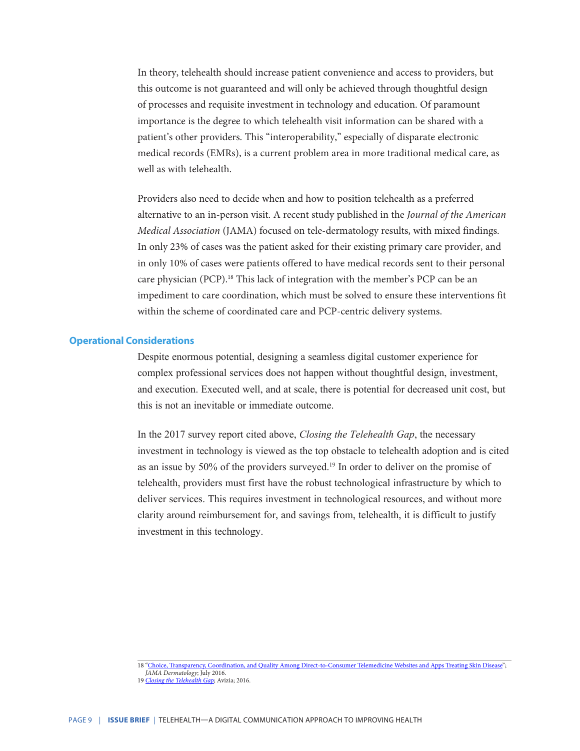In theory, telehealth should increase patient convenience and access to providers, but this outcome is not guaranteed and will only be achieved through thoughtful design of processes and requisite investment in technology and education. Of paramount importance is the degree to which telehealth visit information can be shared with a patient's other providers. This "interoperability," especially of disparate electronic medical records (EMRs), is a current problem area in more traditional medical care, as well as with telehealth.

Providers also need to decide when and how to position telehealth as a preferred alternative to an in-person visit. A recent study published in the *Journal of the American Medical Association* (JAMA) focused on tele-dermatology results, with mixed findings. In only 23% of cases was the patient asked for their existing primary care provider, and in only 10% of cases were patients offered to have medical records sent to their personal care physician (PCP).[18] This lack of integration with the member's PCP can be an impediment to care coordination, which must be solved to ensure these interventions fit within the scheme of coordinated care and PCP-centric delivery systems.

## Operational Considerations

Despite enormous potential, designing a seamless digital customer experience for complex professional services does not happen without thoughtful design, investment, and execution. Executed well, and at scale, there is potential for decreased unit cost, but this is not an inevitable or immediate outcome.

In the 2017 survey report cited above, *Closing the Telehealth Gap*, the necessary investment in technology is viewed as the top obstacle to telehealth adoption and is cited as an issue by 50% of the providers surveyed.[19] In order to deliver on the promise of telehealth, providers must first have the robust technological infrastructure by which to deliver services. This requires investment in technological resources, and without more clarity around reimbursement for, and savings from, telehealth, it is difficult to justify investment in this technology.

---

18 "Choice, Transparency, Coordination, and Quality Among Direct-to-Consumer Telemedicine Websites and Apps Treating Skin Disease"; *JAMA Dermatology*; July 2016.

19 *Closing the Telehealth Gap*; Avizia; 2016.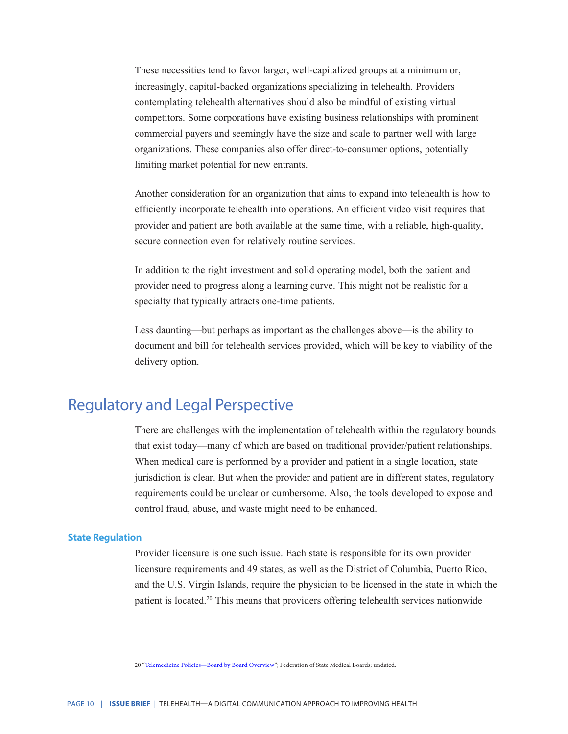These necessities tend to favor larger, well-capitalized groups at a minimum or, increasingly, capital-backed organizations specializing in telehealth. Providers contemplating telehealth alternatives should also be mindful of existing virtual competitors. Some corporations have existing business relationships with prominent commercial payers and seemingly have the size and scale to partner well with large organizations. These companies also offer direct-to-consumer options, potentially limiting market potential for new entrants.

Another consideration for an organization that aims to expand into telehealth is how to efficiently incorporate telehealth into operations. An efficient video visit requires that provider and patient are both available at the same time, with a reliable, high-quality, secure connection even for relatively routine services.

In addition to the right investment and solid operating model, both the patient and provider need to progress along a learning curve. This might not be realistic for a specialty that typically attracts one-time patients.

Less daunting—but perhaps as important as the challenges above—is the ability to document and bill for telehealth services provided, which will be key to viability of the delivery option.

## Regulatory and Legal Perspective

There are challenges with the implementation of telehealth within the regulatory bounds that exist today—many of which are based on traditional provider/patient relationships. When medical care is performed by a provider and patient in a single location, state jurisdiction is clear. But when the provider and patient are in different states, regulatory requirements could be unclear or cumbersome. Also, the tools developed to expose and control fraud, abuse, and waste might need to be enhanced.

### State Regulation

Provider licensure is one such issue. Each state is responsible for its own provider licensure requirements and 49 states, as well as the District of Columbia, Puerto Rico, and the U.S. Virgin Islands, require the physician to be licensed in the state in which the patient is located.[20] This means that providers offering telehealth services nationwide

---

20 "Telemedicine Policies—Board by Board Overview"; Federation of State Medical Boards; undated.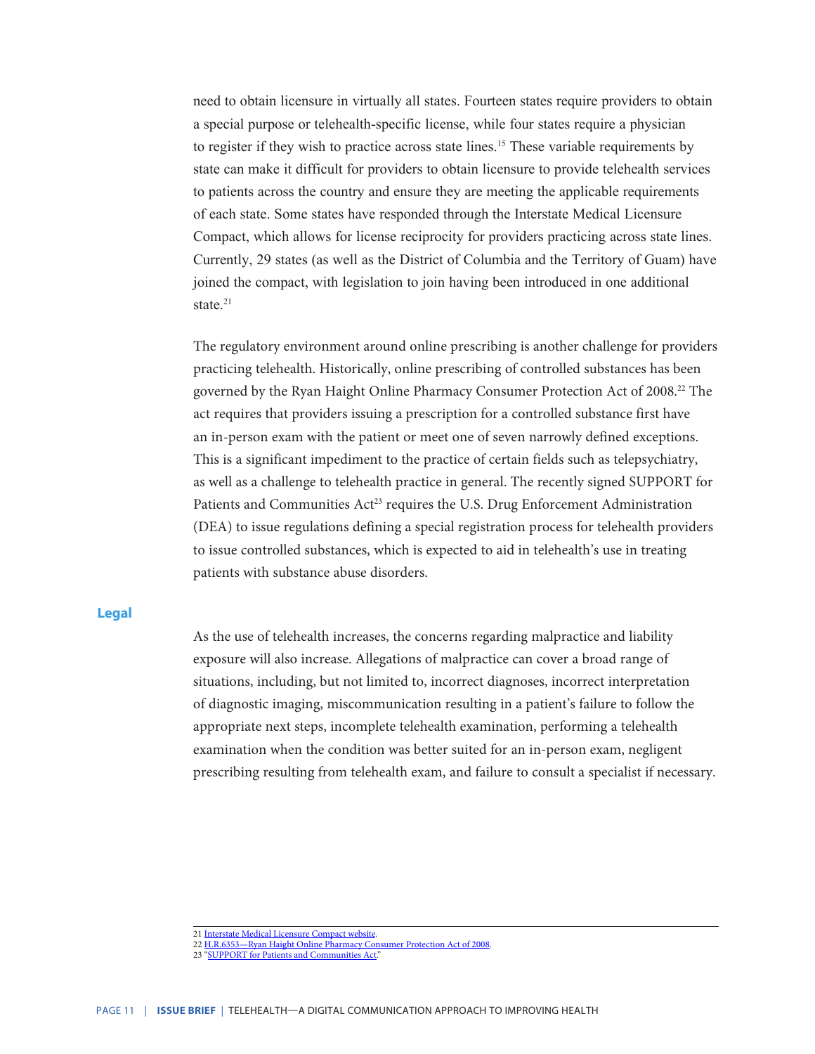need to obtain licensure in virtually all states. Fourteen states require providers to obtain a special purpose or telehealth-specific license, while four states require a physician to register if they wish to practice across state lines.[15] These variable requirements by state can make it difficult for providers to obtain licensure to provide telehealth services to patients across the country and ensure they are meeting the applicable requirements of each state. Some states have responded through the Interstate Medical Licensure Compact, which allows for license reciprocity for providers practicing across state lines. Currently, 29 states (as well as the District of Columbia and the Territory of Guam) have joined the compact, with legislation to join having been introduced in one additional state.[21]

The regulatory environment around online prescribing is another challenge for providers practicing telehealth. Historically, online prescribing of controlled substances has been governed by the Ryan Haight Online Pharmacy Consumer Protection Act of 2008.[22] The act requires that providers issuing a prescription for a controlled substance first have an in-person exam with the patient or meet one of seven narrowly defined exceptions. This is a significant impediment to the practice of certain fields such as telepsychiatry, as well as a challenge to telehealth practice in general. The recently signed SUPPORT for Patients and Communities Act[23] requires the U.S. Drug Enforcement Administration (DEA) to issue regulations defining a special registration process for telehealth providers to issue controlled substances, which is expected to aid in telehealth's use in treating patients with substance abuse disorders.

## Legal

As the use of telehealth increases, the concerns regarding malpractice and liability exposure will also increase. Allegations of malpractice can cover a broad range of situations, including, but not limited to, incorrect diagnoses, incorrect interpretation of diagnostic imaging, miscommunication resulting in a patient's failure to follow the appropriate next steps, incomplete telehealth examination, performing a telehealth examination when the condition was better suited for an in-person exam, negligent prescribing resulting from telehealth exam, and failure to consult a specialist if necessary.

---

21 Interstate Medical Licensure Compact website.
22 H.R.6353—Ryan Haight Online Pharmacy Consumer Protection Act of 2008.
23 "SUPPORT for Patients and Communities Act."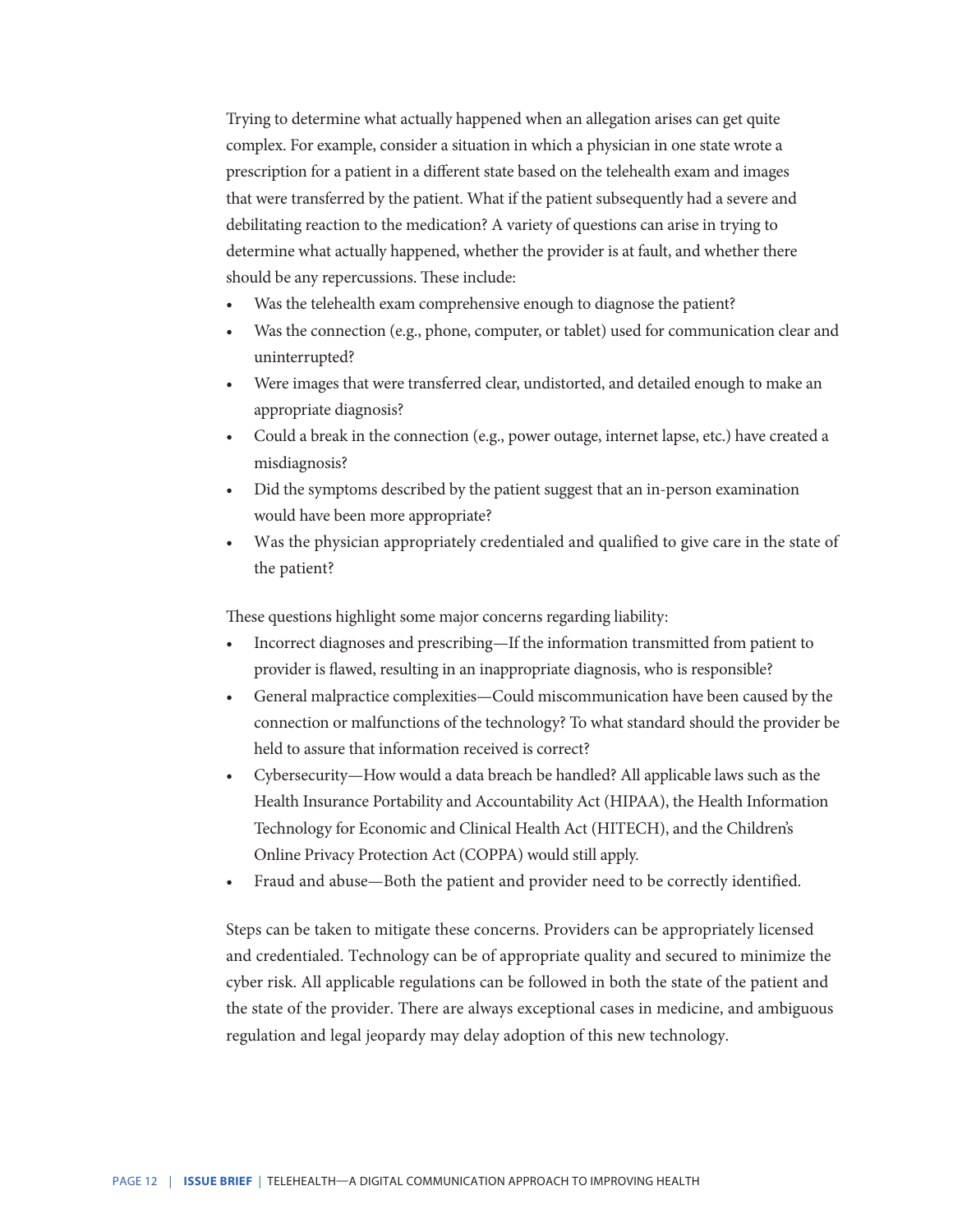Trying to determine what actually happened when an allegation arises can get quite complex. For example, consider a situation in which a physician in one state wrote a prescription for a patient in a different state based on the telehealth exam and images that were transferred by the patient. What if the patient subsequently had a severe and debilitating reaction to the medication? A variety of questions can arise in trying to determine what actually happened, whether the provider is at fault, and whether there should be any repercussions. These include:

- Was the telehealth exam comprehensive enough to diagnose the patient?
- Was the connection (e.g., phone, computer, or tablet) used for communication clear and uninterrupted?
- Were images that were transferred clear, undistorted, and detailed enough to make an appropriate diagnosis?
- Could a break in the connection (e.g., power outage, internet lapse, etc.) have created a misdiagnosis?
- Did the symptoms described by the patient suggest that an in-person examination would have been more appropriate?
- Was the physician appropriately credentialed and qualified to give care in the state of the patient?

These questions highlight some major concerns regarding liability:

- Incorrect diagnoses and prescribing—If the information transmitted from patient to provider is flawed, resulting in an inappropriate diagnosis, who is responsible?
- General malpractice complexities—Could miscommunication have been caused by the connection or malfunctions of the technology? To what standard should the provider be held to assure that information received is correct?
- Cybersecurity—How would a data breach be handled? All applicable laws such as the Health Insurance Portability and Accountability Act (HIPAA), the Health Information Technology for Economic and Clinical Health Act (HITECH), and the Children's Online Privacy Protection Act (COPPA) would still apply.
- Fraud and abuse—Both the patient and provider need to be correctly identified.

Steps can be taken to mitigate these concerns. Providers can be appropriately licensed and credentialed. Technology can be of appropriate quality and secured to minimize the cyber risk. All applicable regulations can be followed in both the state of the patient and the state of the provider. There are always exceptional cases in medicine, and ambiguous regulation and legal jeopardy may delay adoption of this new technology.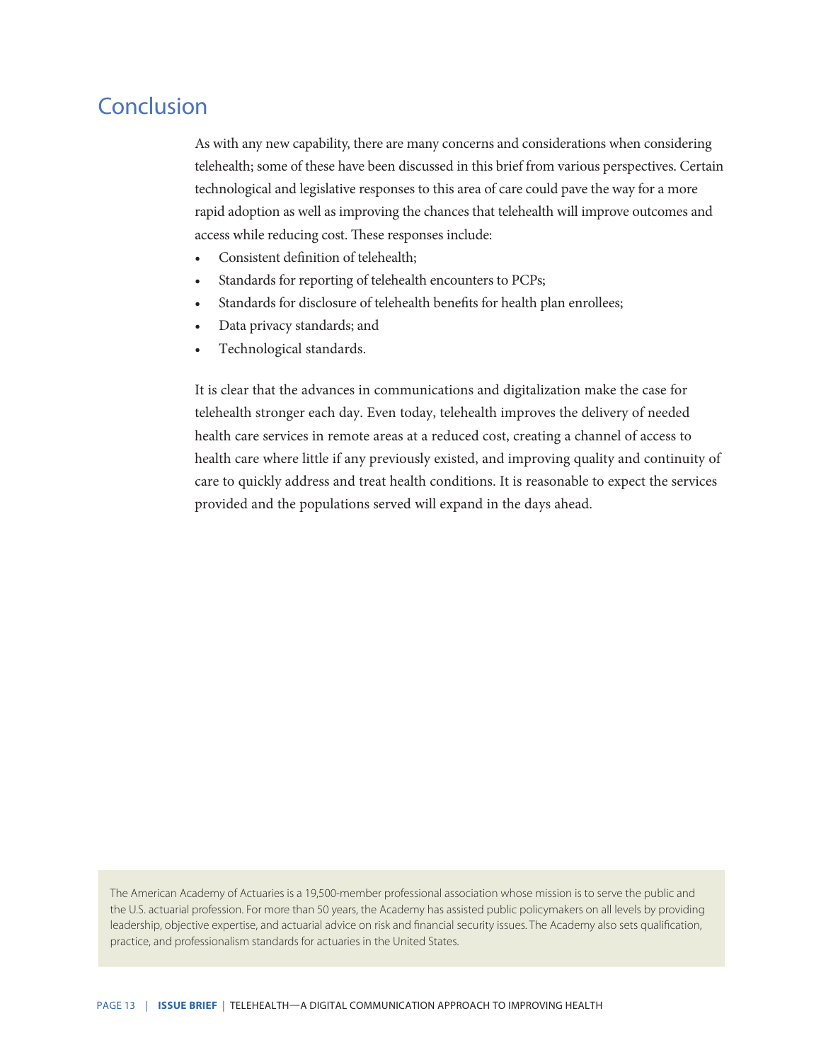## Conclusion

As with any new capability, there are many concerns and considerations when considering telehealth; some of these have been discussed in this brief from various perspectives. Certain technological and legislative responses to this area of care could pave the way for a more rapid adoption as well as improving the chances that telehealth will improve outcomes and access while reducing cost. These responses include:

- Consistent definition of telehealth;
- Standards for reporting of telehealth encounters to PCPs;
- Standards for disclosure of telehealth benefits for health plan enrollees;
- Data privacy standards; and
- Technological standards.

It is clear that the advances in communications and digitalization make the case for telehealth stronger each day. Even today, telehealth improves the delivery of needed health care services in remote areas at a reduced cost, creating a channel of access to health care where little if any previously existed, and improving quality and continuity of care to quickly address and treat health conditions. It is reasonable to expect the services provided and the populations served will expand in the days ahead.

The American Academy of Actuaries is a 19,500-member professional association whose mission is to serve the public and the U.S. actuarial profession. For more than 50 years, the Academy has assisted public policymakers on all levels by providing leadership, objective expertise, and actuarial advice on risk and financial security issues. The Academy also sets qualification, practice, and professionalism standards for actuaries in the United States.